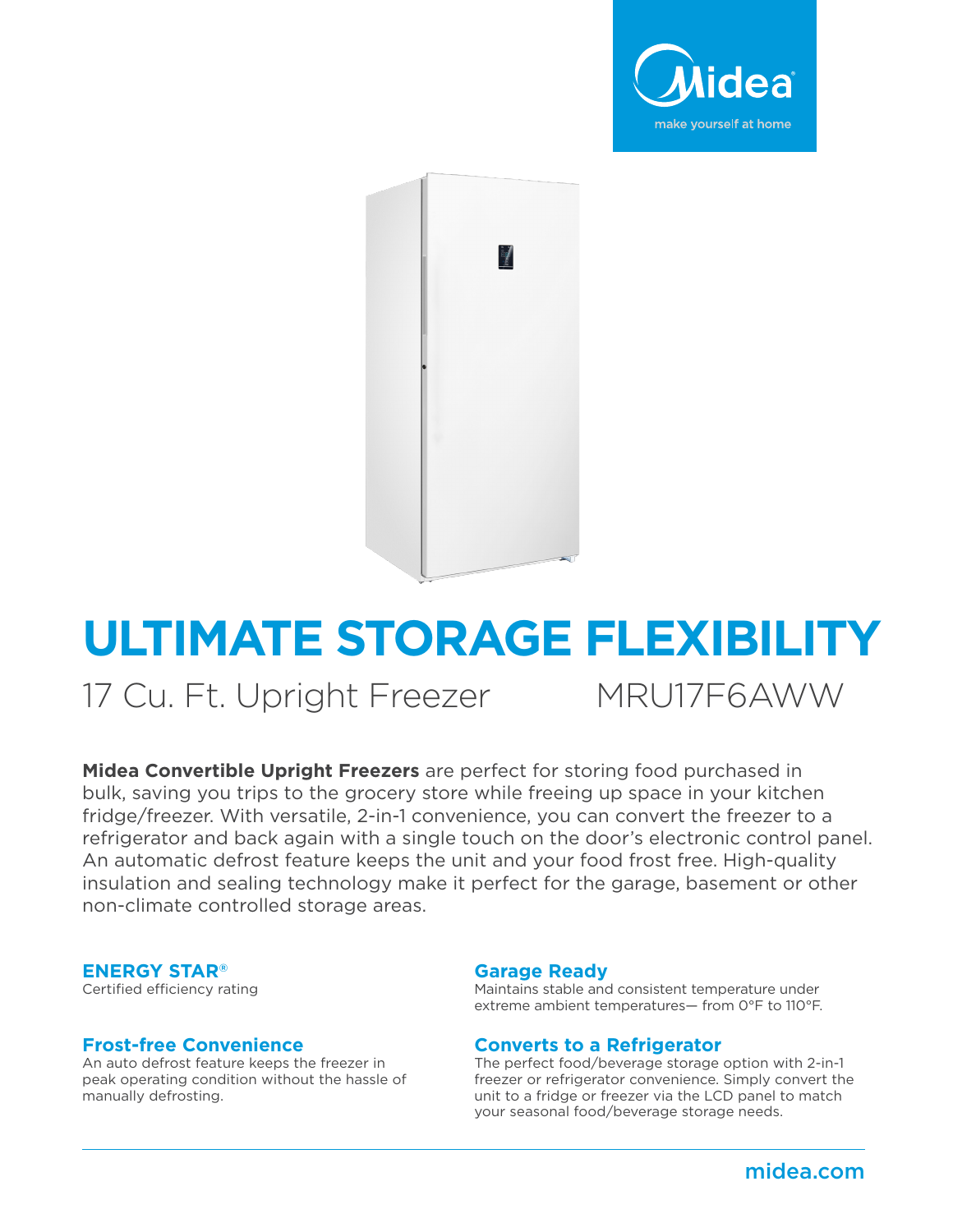Midea

make yourself at home

# ULTIMATE STORAGE FLEXIBILITY

## 17 Cu. Ft. Upright Freezer MRU17F6AWW

**Midea Convertible Upright Freezers** are perfect for storing food purchased in bulk, saving you trips to the grocery store while freeing up space in your kitchen fridge/freezer. With versatile, 2-in-1 convenience, you can convert the freezer to a refrigerator and back again with a single touch on the door's electronic control panel. An automatic defrost feature keeps the unit and your food frost free. High-quality insulation and sealing technology make it perfect for the garage, basement or other non-climate controlled storage areas.

### ENERGY STAR®

Certified efficiency rating

### Frost-free Convenience

An auto defrost feature keeps the freezer in peak operating condition without the hassle of manually defrosting.

### Garage Ready

Maintains stable and consistent temperature under extreme ambient temperatures— from 0°F to 110°F.

### Converts to a Refrigerator

The perfect food/beverage storage option with 2-in-1 freezer or refrigerator convenience. Simply convert the unit to a fridge or freezer via the LCD panel to match your seasonal food/beverage storage needs.

midea.com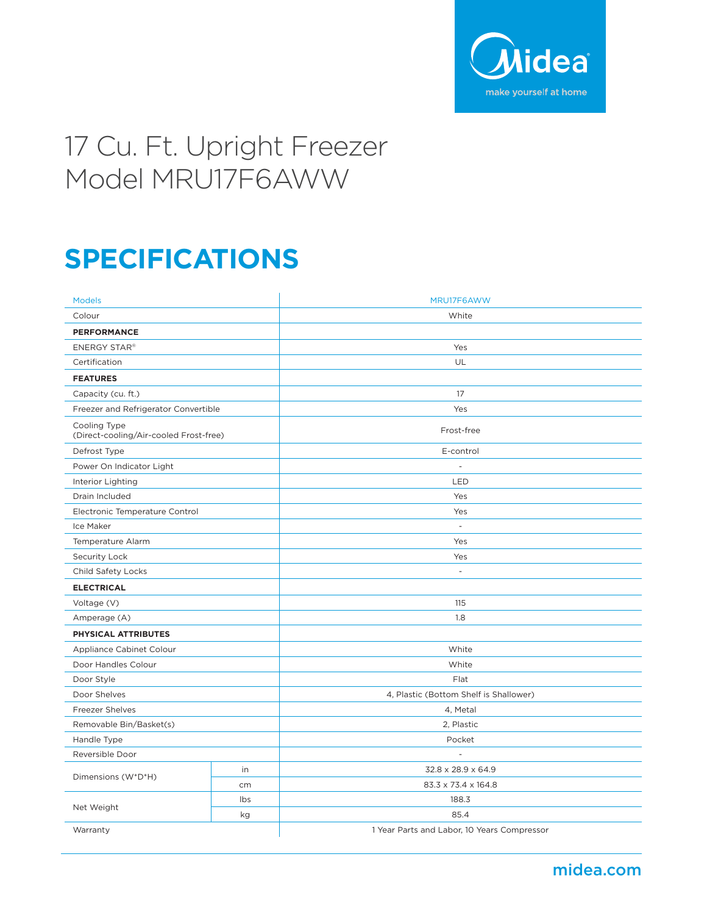# 17 Cu. Ft. Upright Freezer Model MRU17F6AWW

## SPECIFICATIONS

| Models | | MRU17F6AWW |
|---|---|---|
| Colour | | White |
| **PERFORMANCE** | | |
| ENERGY STAR® | | Yes |
| Certification | | UL |
| **FEATURES** | | |
| Capacity (cu. ft.) | | 17 |
| Freezer and Refrigerator Convertible | | Yes |
| Cooling Type (Direct-cooling/Air-cooled Frost-free) | | Frost-free |
| Defrost Type | | E-control |
| Power On Indicator Light | | - |
| Interior Lighting | | LED |
| Drain Included | | Yes |
| Electronic Temperature Control | | Yes |
| Ice Maker | | - |
| Temperature Alarm | | Yes |
| Security Lock | | Yes |
| Child Safety Locks | | - |
| **ELECTRICAL** | | |
| Voltage (V) | | 115 |
| Amperage (A) | | 1.8 |
| **PHYSICAL ATTRIBUTES** | | |
| Appliance Cabinet Colour | | White |
| Door Handles Colour | | White |
| Door Style | | Flat |
| Door Shelves | | 4, Plastic (Bottom Shelf is Shallower) |
| Freezer Shelves | | 4, Metal |
| Removable Bin/Basket(s) | | 2, Plastic |
| Handle Type | | Pocket |
| Reversible Door | | - |
| Dimensions (W*D*H) | in | 32.8 x 28.9 x 64.9 |
| | cm | 83.3 x 73.4 x 164.8 |
| Net Weight | lbs | 188.3 |
| | kg | 85.4 |
| Warranty | | 1 Year Parts and Labor, 10 Years Compressor |

midea.com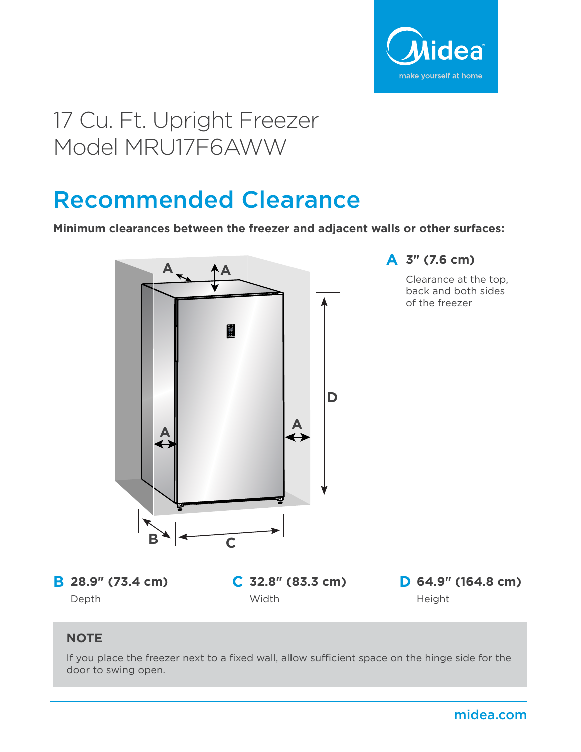Midea

make yourself at home

# 17 Cu. Ft. Upright Freezer
# Model MRU17F6AWW

## Recommended Clearance

**Minimum clearances between the freezer and adjacent walls or other surfaces:**

**A 3″ (7.6 cm)**

Clearance at the top, back and both sides of the freezer

**B 28.9″ (73.4 cm)**

Depth

**C 32.8″ (83.3 cm)**

Width

**D 64.9″ (164.8 cm)**

Height

**NOTE**

If you place the freezer next to a fixed wall, allow sufficient space on the hinge side for the door to swing open.

midea.com